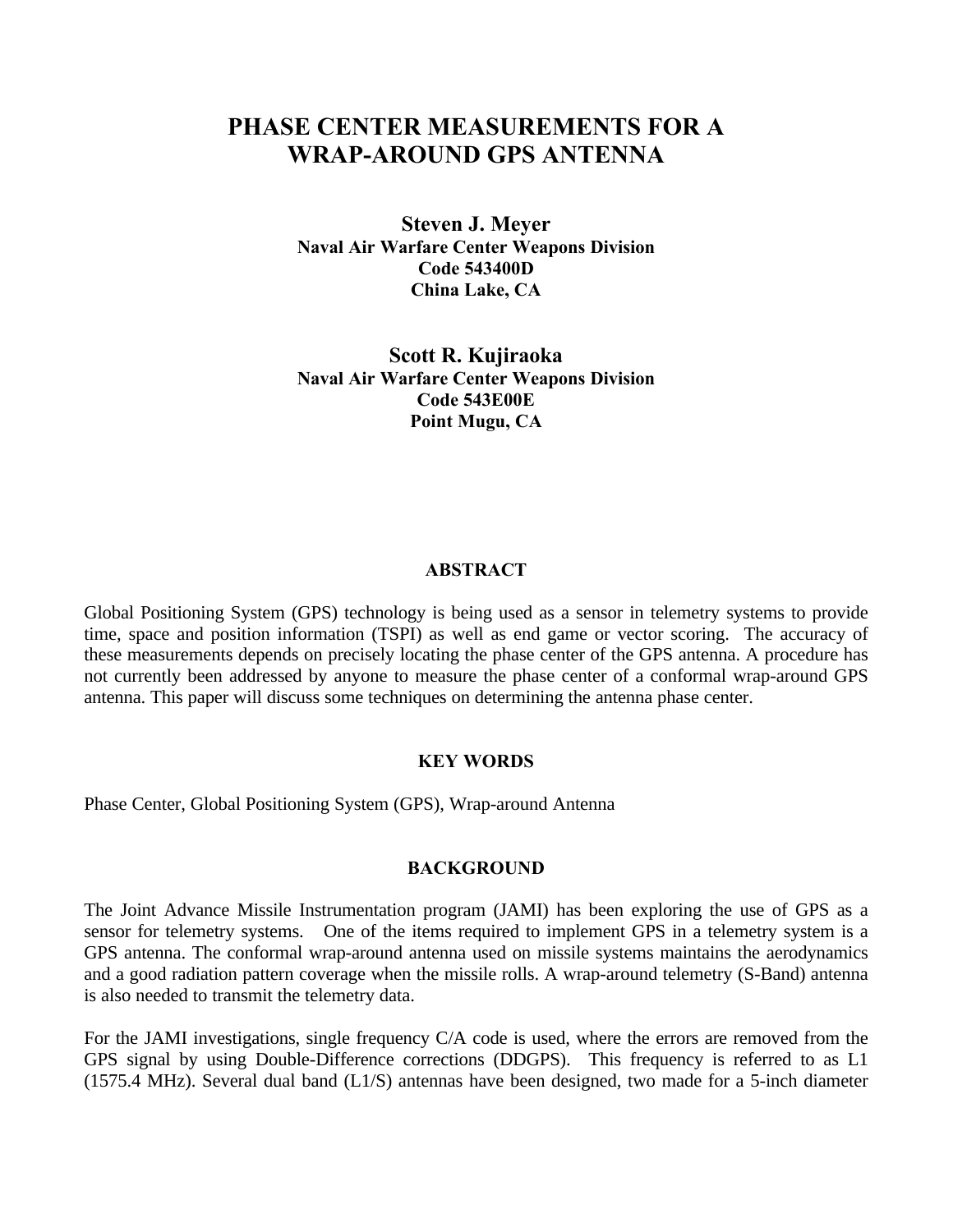# PHASE CENTER MEASUREMENTS FOR A WRAP-AROUND GPS ANTENNA

**Steven J. Meyer**
**Naval Air Warfare Center Weapons Division**
**Code 543400D**
**China Lake, CA**

**Scott R. Kujiraoka**
**Naval Air Warfare Center Weapons Division**
**Code 543E00E**
**Point Mugu, CA**

## ABSTRACT

Global Positioning System (GPS) technology is being used as a sensor in telemetry systems to provide time, space and position information (TSPI) as well as end game or vector scoring. The accuracy of these measurements depends on precisely locating the phase center of the GPS antenna. A procedure has not currently been addressed by anyone to measure the phase center of a conformal wrap-around GPS antenna. This paper will discuss some techniques on determining the antenna phase center.

## KEY WORDS

Phase Center, Global Positioning System (GPS), Wrap-around Antenna

## BACKGROUND

The Joint Advance Missile Instrumentation program (JAMI) has been exploring the use of GPS as a sensor for telemetry systems. One of the items required to implement GPS in a telemetry system is a GPS antenna. The conformal wrap-around antenna used on missile systems maintains the aerodynamics and a good radiation pattern coverage when the missile rolls. A wrap-around telemetry (S-Band) antenna is also needed to transmit the telemetry data.

For the JAMI investigations, single frequency C/A code is used, where the errors are removed from the GPS signal by using Double-Difference corrections (DDGPS). This frequency is referred to as L1 (1575.4 MHz). Several dual band (L1/S) antennas have been designed, two made for a 5-inch diameter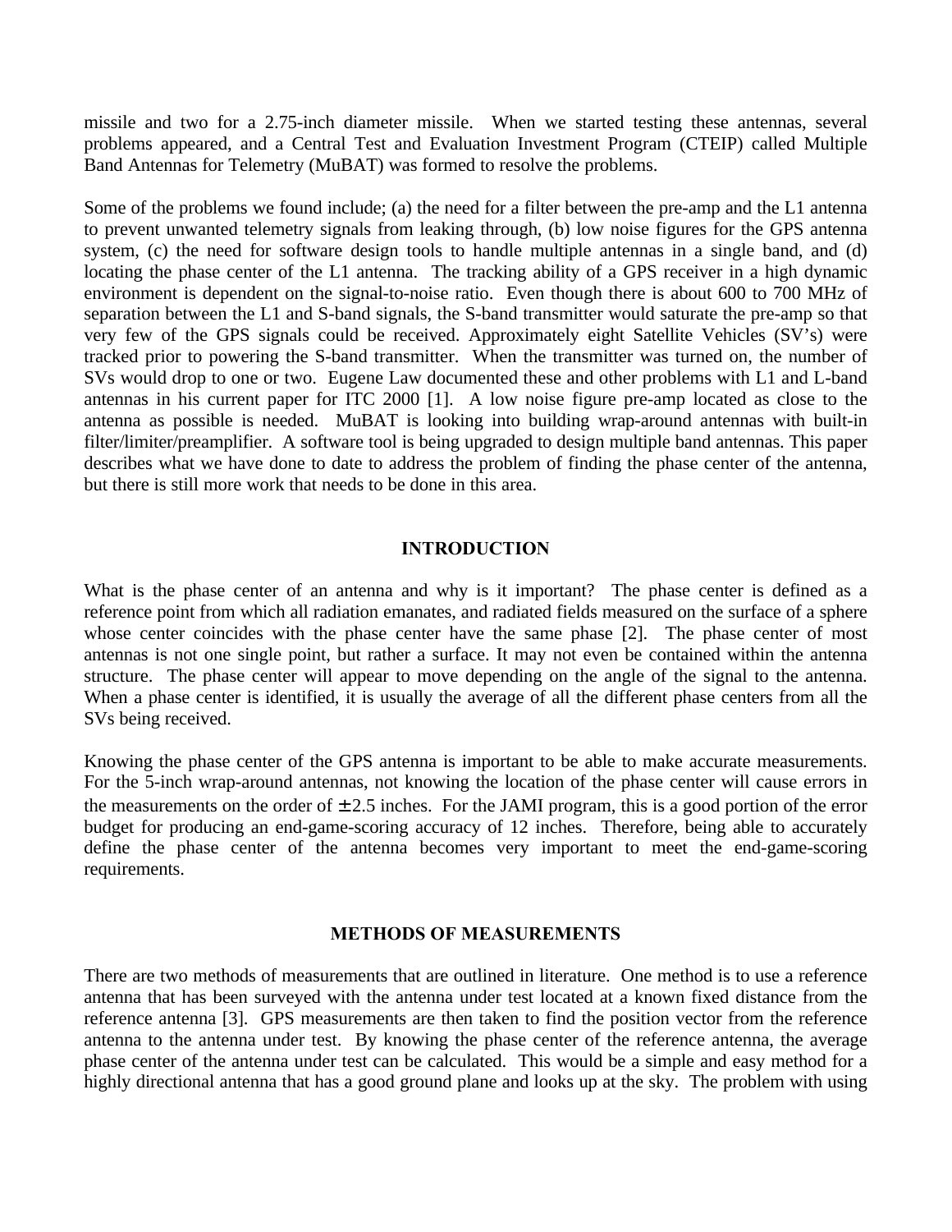missile and two for a 2.75-inch diameter missile. When we started testing these antennas, several problems appeared, and a Central Test and Evaluation Investment Program (CTEIP) called Multiple Band Antennas for Telemetry (MuBAT) was formed to resolve the problems.

Some of the problems we found include; (a) the need for a filter between the pre-amp and the L1 antenna to prevent unwanted telemetry signals from leaking through, (b) low noise figures for the GPS antenna system, (c) the need for software design tools to handle multiple antennas in a single band, and (d) locating the phase center of the L1 antenna. The tracking ability of a GPS receiver in a high dynamic environment is dependent on the signal-to-noise ratio. Even though there is about 600 to 700 MHz of separation between the L1 and S-band signals, the S-band transmitter would saturate the pre-amp so that very few of the GPS signals could be received. Approximately eight Satellite Vehicles (SV's) were tracked prior to powering the S-band transmitter. When the transmitter was turned on, the number of SVs would drop to one or two. Eugene Law documented these and other problems with L1 and L-band antennas in his current paper for ITC 2000 [1]. A low noise figure pre-amp located as close to the antenna as possible is needed. MuBAT is looking into building wrap-around antennas with built-in filter/limiter/preamplifier. A software tool is being upgraded to design multiple band antennas. This paper describes what we have done to date to address the problem of finding the phase center of the antenna, but there is still more work that needs to be done in this area.

## INTRODUCTION

What is the phase center of an antenna and why is it important? The phase center is defined as a reference point from which all radiation emanates, and radiated fields measured on the surface of a sphere whose center coincides with the phase center have the same phase [2]. The phase center of most antennas is not one single point, but rather a surface. It may not even be contained within the antenna structure. The phase center will appear to move depending on the angle of the signal to the antenna. When a phase center is identified, it is usually the average of all the different phase centers from all the SVs being received.

Knowing the phase center of the GPS antenna is important to be able to make accurate measurements. For the 5-inch wrap-around antennas, not knowing the location of the phase center will cause errors in the measurements on the order of $\pm 2.5$ inches. For the JAMI program, this is a good portion of the error budget for producing an end-game-scoring accuracy of 12 inches. Therefore, being able to accurately define the phase center of the antenna becomes very important to meet the end-game-scoring requirements.

## METHODS OF MEASUREMENTS

There are two methods of measurements that are outlined in literature. One method is to use a reference antenna that has been surveyed with the antenna under test located at a known fixed distance from the reference antenna [3]. GPS measurements are then taken to find the position vector from the reference antenna to the antenna under test. By knowing the phase center of the reference antenna, the average phase center of the antenna under test can be calculated. This would be a simple and easy method for a highly directional antenna that has a good ground plane and looks up at the sky. The problem with using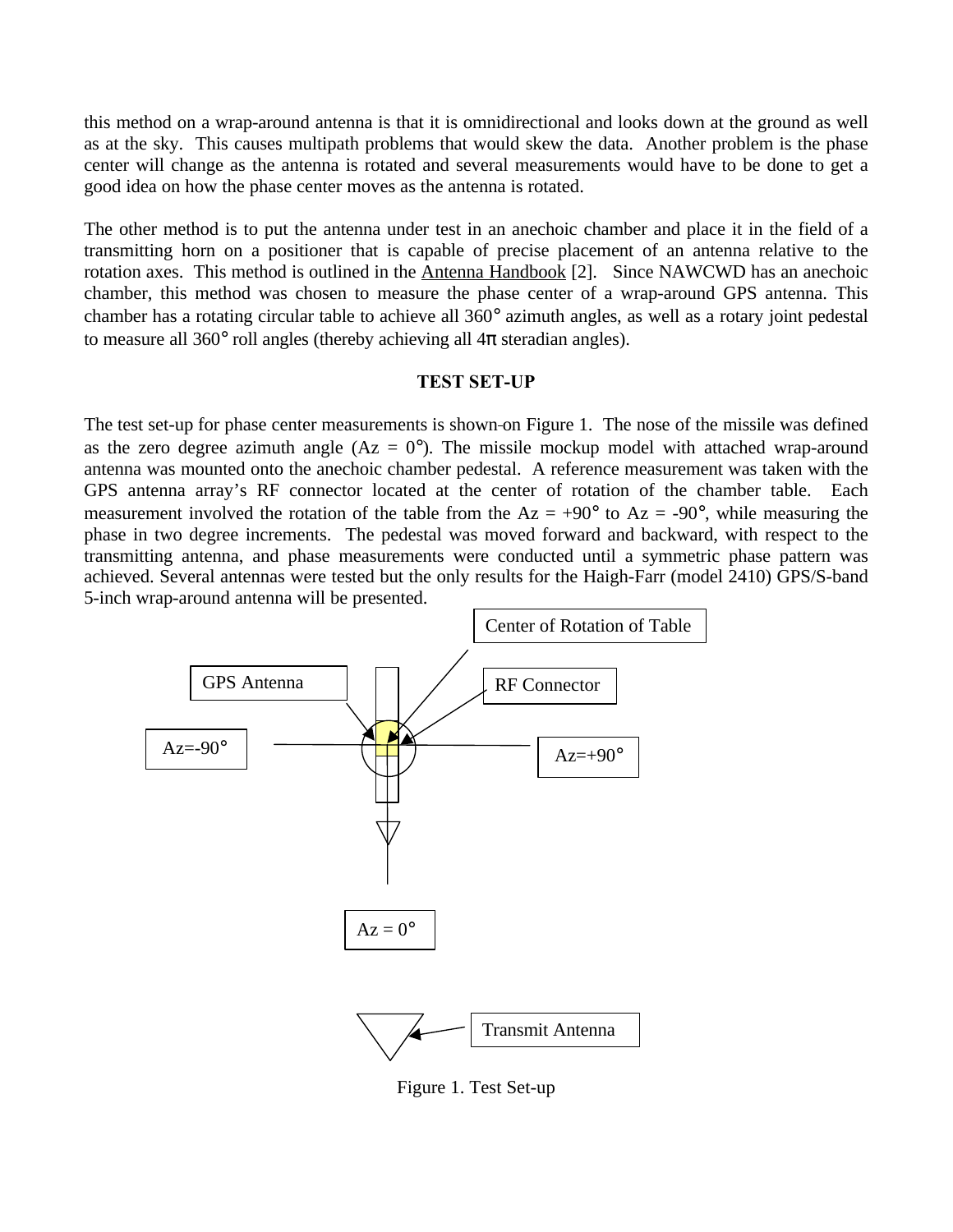this method on a wrap-around antenna is that it is omnidirectional and looks down at the ground as well as at the sky. This causes multipath problems that would skew the data. Another problem is the phase center will change as the antenna is rotated and several measurements would have to be done to get a good idea on how the phase center moves as the antenna is rotated.

The other method is to put the antenna under test in an anechoic chamber and place it in the field of a transmitting horn on a positioner that is capable of precise placement of an antenna relative to the rotation axes. This method is outlined in the Antenna Handbook [2]. Since NAWCWD has an anechoic chamber, this method was chosen to measure the phase center of a wrap-around GPS antenna. This chamber has a rotating circular table to achieve all 360° azimuth angles, as well as a rotary joint pedestal to measure all 360° roll angles (thereby achieving all $4\pi$ steradian angles).

**TEST SET-UP**

The test set-up for phase center measurements is shown on Figure 1. The nose of the missile was defined as the zero degree azimuth angle (Az = 0°). The missile mockup model with attached wrap-around antenna was mounted onto the anechoic chamber pedestal. A reference measurement was taken with the GPS antenna array's RF connector located at the center of rotation of the chamber table. Each measurement involved the rotation of the table from the Az = +90° to Az = -90°, while measuring the phase in two degree increments. The pedestal was moved forward and backward, with respect to the transmitting antenna, and phase measurements were conducted until a symmetric phase pattern was achieved. Several antennas were tested but the only results for the Haigh-Farr (model 2410) GPS/S-band 5-inch wrap-around antenna will be presented.

Center of Rotation of Table

GPS Antenna

RF Connector

Az=-90°

Az=+90°

Az = 0°

Transmit Antenna

Figure 1. Test Set-up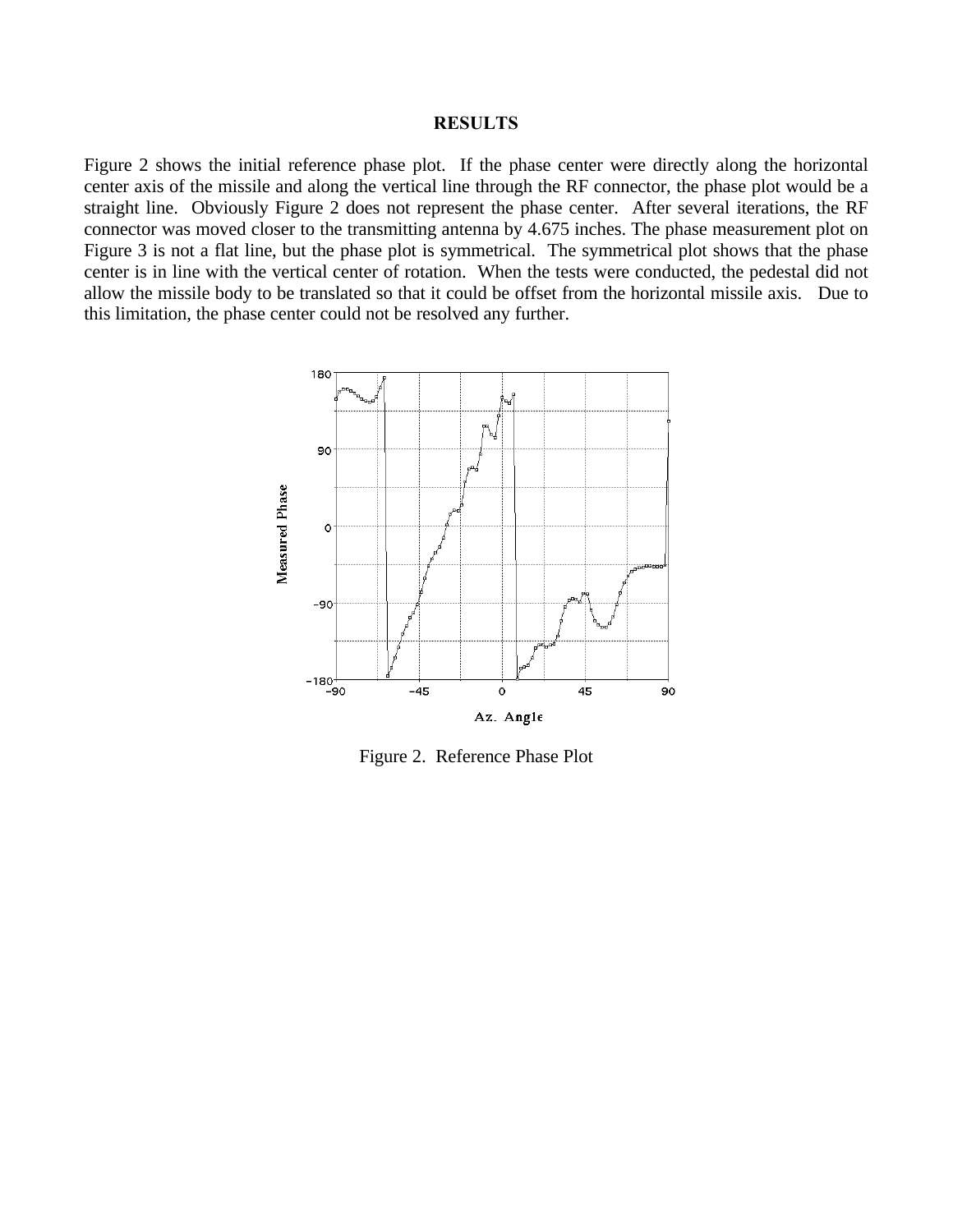## RESULTS

Figure 2 shows the initial reference phase plot. If the phase center were directly along the horizontal center axis of the missile and along the vertical line through the RF connector, the phase plot would be a straight line. Obviously Figure 2 does not represent the phase center. After several iterations, the RF connector was moved closer to the transmitting antenna by 4.675 inches. The phase measurement plot on Figure 3 is not a flat line, but the phase plot is symmetrical. The symmetrical plot shows that the phase center is in line with the vertical center of rotation. When the tests were conducted, the pedestal did not allow the missile body to be translated so that it could be offset from the horizontal missile axis. Due to this limitation, the phase center could not be resolved any further.

Figure 2. Reference Phase Plot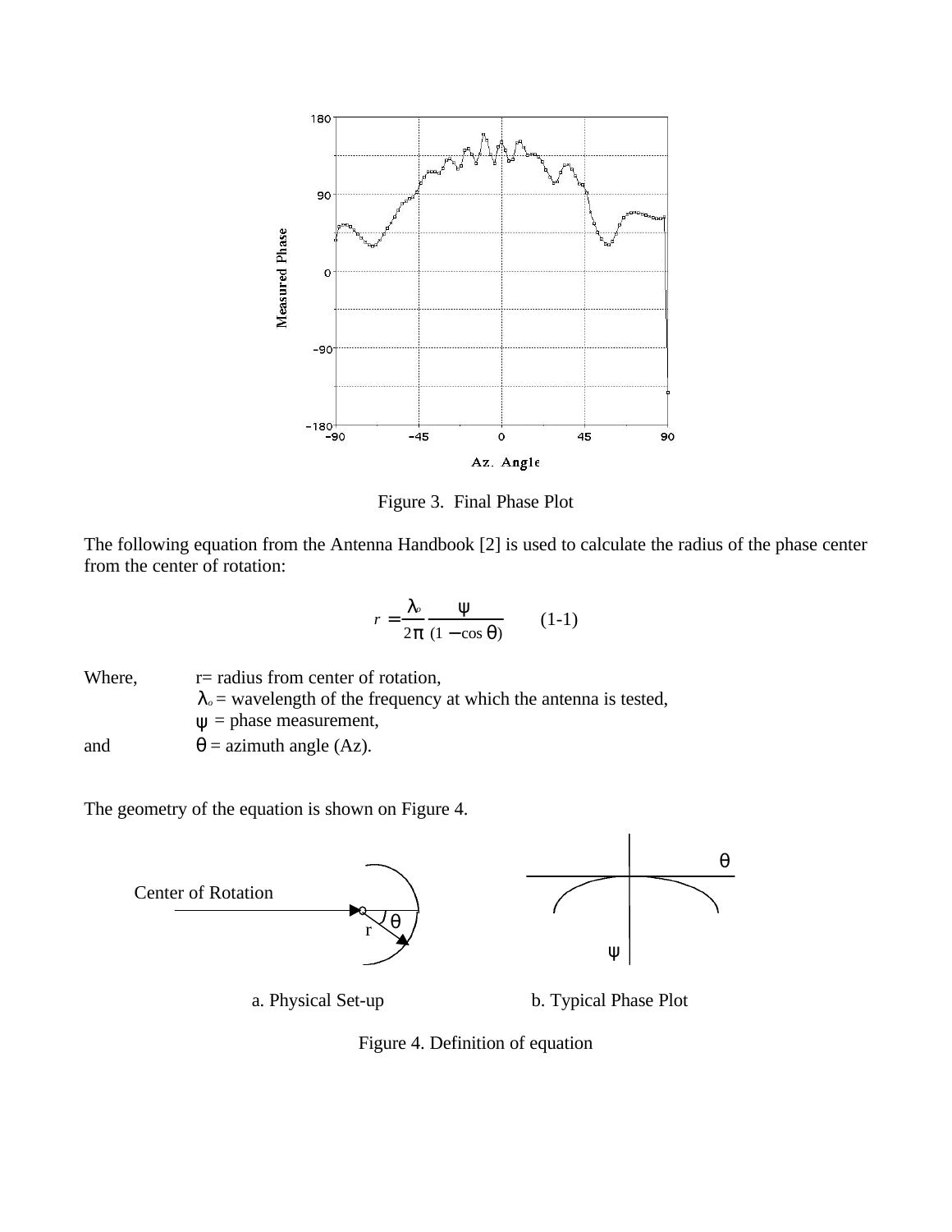Figure 3.  Final Phase Plot

The following equation from the Antenna Handbook [2] is used to calculate the radius of the phase center from the center of rotation:

$$r = \frac{\lambda_o}{2\pi} \frac{\psi}{(1 - \cos\theta)} \qquad (1\text{-}1)$$

Where, r= radius from center of rotation,
$\lambda_o$ = wavelength of the frequency at which the antenna is tested,
$\psi$ = phase measurement,
and $\theta$ = azimuth angle (Az).

The geometry of the equation is shown on Figure 4.

a. Physical Set-up    b. Typical Phase Plot

Figure 4. Definition of equation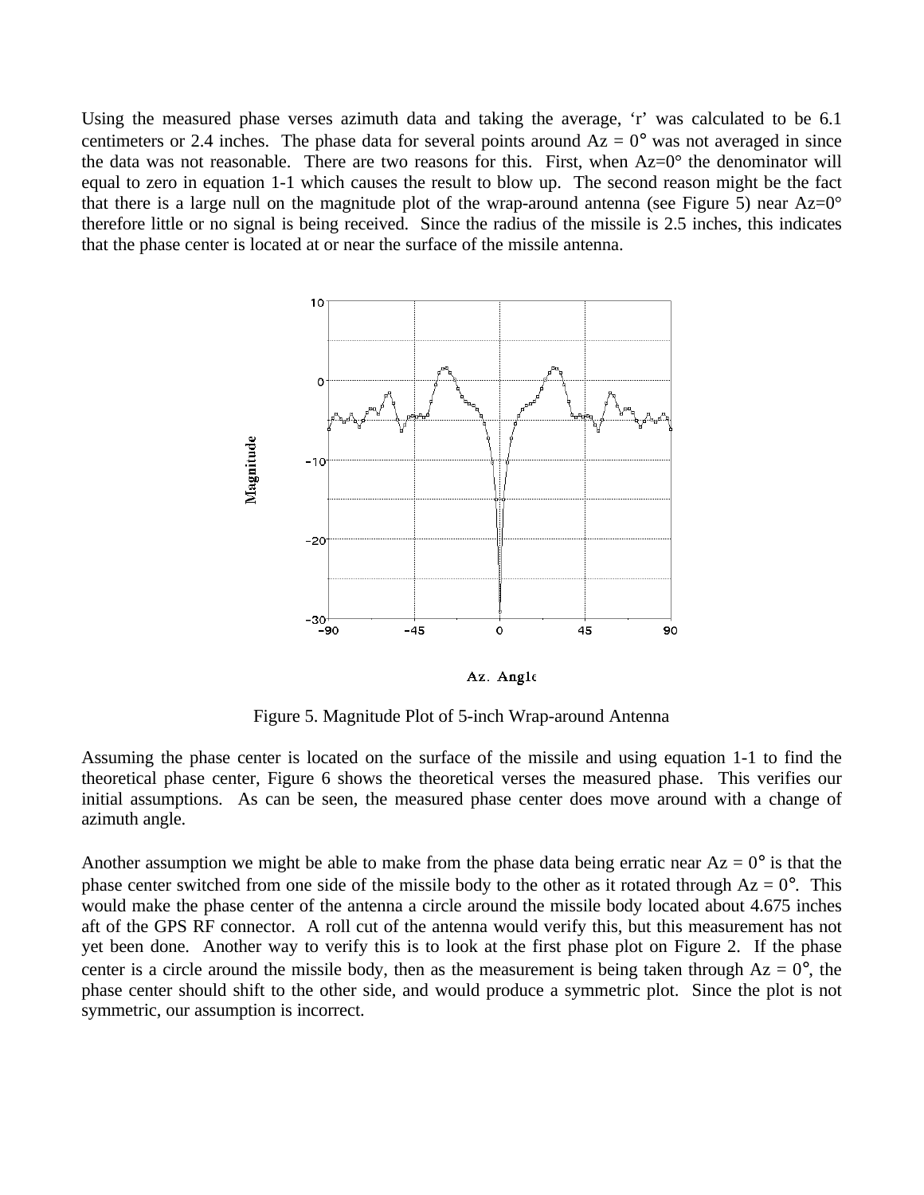Using the measured phase verses azimuth data and taking the average, 'r' was calculated to be 6.1 centimeters or 2.4 inches. The phase data for several points around Az = 0° was not averaged in since the data was not reasonable. There are two reasons for this. First, when Az=0° the denominator will equal to zero in equation 1-1 which causes the result to blow up. The second reason might be the fact that there is a large null on the magnitude plot of the wrap-around antenna (see Figure 5) near Az=0° therefore little or no signal is being received. Since the radius of the missile is 2.5 inches, this indicates that the phase center is located at or near the surface of the missile antenna.

Figure 5. Magnitude Plot of 5-inch Wrap-around Antenna

Assuming the phase center is located on the surface of the missile and using equation 1-1 to find the theoretical phase center, Figure 6 shows the theoretical verses the measured phase. This verifies our initial assumptions. As can be seen, the measured phase center does move around with a change of azimuth angle.

Another assumption we might be able to make from the phase data being erratic near Az = 0° is that the phase center switched from one side of the missile body to the other as it rotated through Az = 0°. This would make the phase center of the antenna a circle around the missile body located about 4.675 inches aft of the GPS RF connector. A roll cut of the antenna would verify this, but this measurement has not yet been done. Another way to verify this is to look at the first phase plot on Figure 2. If the phase center is a circle around the missile body, then as the measurement is being taken through Az = 0°, the phase center should shift to the other side, and would produce a symmetric plot. Since the plot is not symmetric, our assumption is incorrect.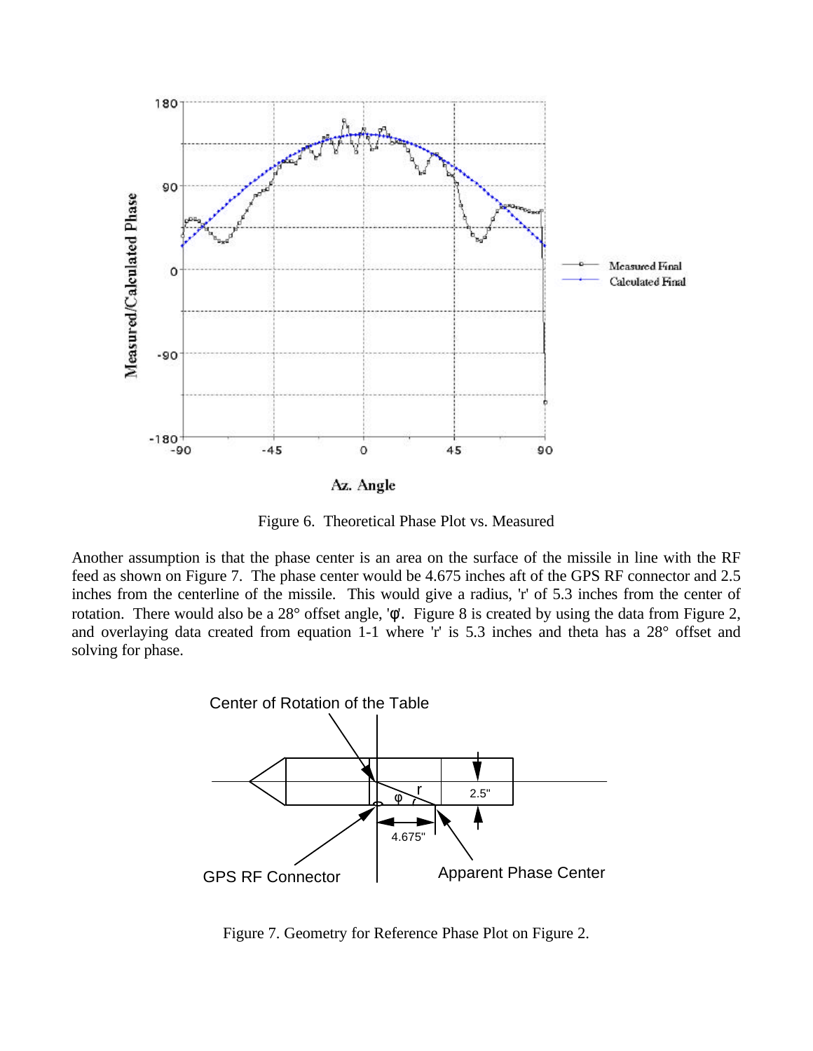Figure 6. Theoretical Phase Plot vs. Measured

Another assumption is that the phase center is an area on the surface of the missile in line with the RF feed as shown on Figure 7. The phase center would be 4.675 inches aft of the GPS RF connector and 2.5 inches from the centerline of the missile. This would give a radius, 'r' of 5.3 inches from the center of rotation. There would also be a 28° offset angle, 'φ'. Figure 8 is created by using the data from Figure 2, and overlaying data created from equation 1-1 where 'r' is 5.3 inches and theta has a 28° offset and solving for phase.

Figure 7. Geometry for Reference Phase Plot on Figure 2.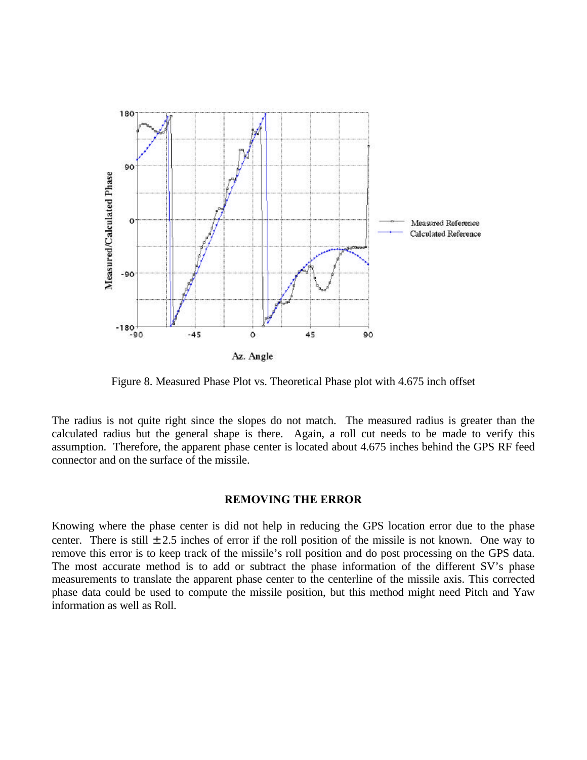Figure 8. Measured Phase Plot vs. Theoretical Phase plot with 4.675 inch offset

The radius is not quite right since the slopes do not match. The measured radius is greater than the calculated radius but the general shape is there. Again, a roll cut needs to be made to verify this assumption. Therefore, the apparent phase center is located about 4.675 inches behind the GPS RF feed connector and on the surface of the missile.

## REMOVING THE ERROR

Knowing where the phase center is did not help in reducing the GPS location error due to the phase center. There is still $\pm 2.5$ inches of error if the roll position of the missile is not known. One way to remove this error is to keep track of the missile's roll position and do post processing on the GPS data. The most accurate method is to add or subtract the phase information of the different SV's phase measurements to translate the apparent phase center to the centerline of the missile axis. This corrected phase data could be used to compute the missile position, but this method might need Pitch and Yaw information as well as Roll.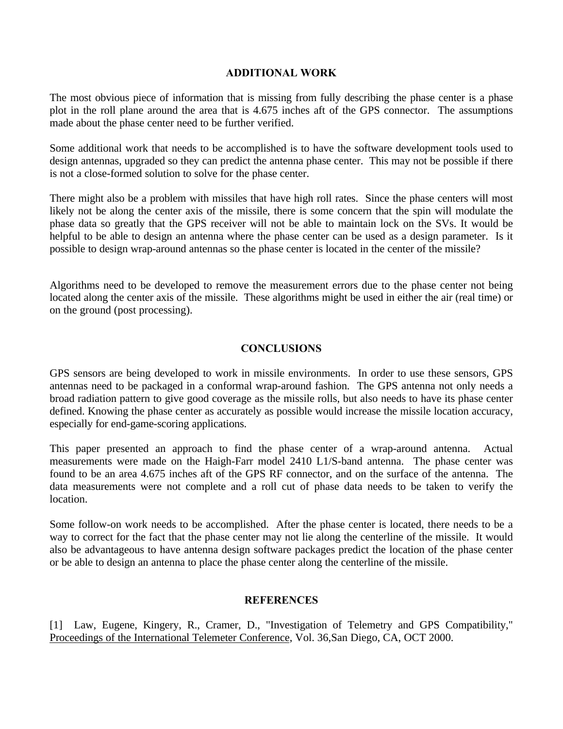## ADDITIONAL WORK

The most obvious piece of information that is missing from fully describing the phase center is a phase plot in the roll plane around the area that is 4.675 inches aft of the GPS connector. The assumptions made about the phase center need to be further verified.

Some additional work that needs to be accomplished is to have the software development tools used to design antennas, upgraded so they can predict the antenna phase center. This may not be possible if there is not a close-formed solution to solve for the phase center.

There might also be a problem with missiles that have high roll rates. Since the phase centers will most likely not be along the center axis of the missile, there is some concern that the spin will modulate the phase data so greatly that the GPS receiver will not be able to maintain lock on the SVs. It would be helpful to be able to design an antenna where the phase center can be used as a design parameter. Is it possible to design wrap-around antennas so the phase center is located in the center of the missile?

Algorithms need to be developed to remove the measurement errors due to the phase center not being located along the center axis of the missile. These algorithms might be used in either the air (real time) or on the ground (post processing).

## CONCLUSIONS

GPS sensors are being developed to work in missile environments. In order to use these sensors, GPS antennas need to be packaged in a conformal wrap-around fashion. The GPS antenna not only needs a broad radiation pattern to give good coverage as the missile rolls, but also needs to have its phase center defined. Knowing the phase center as accurately as possible would increase the missile location accuracy, especially for end-game-scoring applications.

This paper presented an approach to find the phase center of a wrap-around antenna. Actual measurements were made on the Haigh-Farr model 2410 L1/S-band antenna. The phase center was found to be an area 4.675 inches aft of the GPS RF connector, and on the surface of the antenna. The data measurements were not complete and a roll cut of phase data needs to be taken to verify the location.

Some follow-on work needs to be accomplished. After the phase center is located, there needs to be a way to correct for the fact that the phase center may not lie along the centerline of the missile. It would also be advantageous to have antenna design software packages predict the location of the phase center or be able to design an antenna to place the phase center along the centerline of the missile.

## REFERENCES

[1] Law, Eugene, Kingery, R., Cramer, D., "Investigation of Telemetry and GPS Compatibility," Proceedings of the International Telemeter Conference, Vol. 36,San Diego, CA, OCT 2000.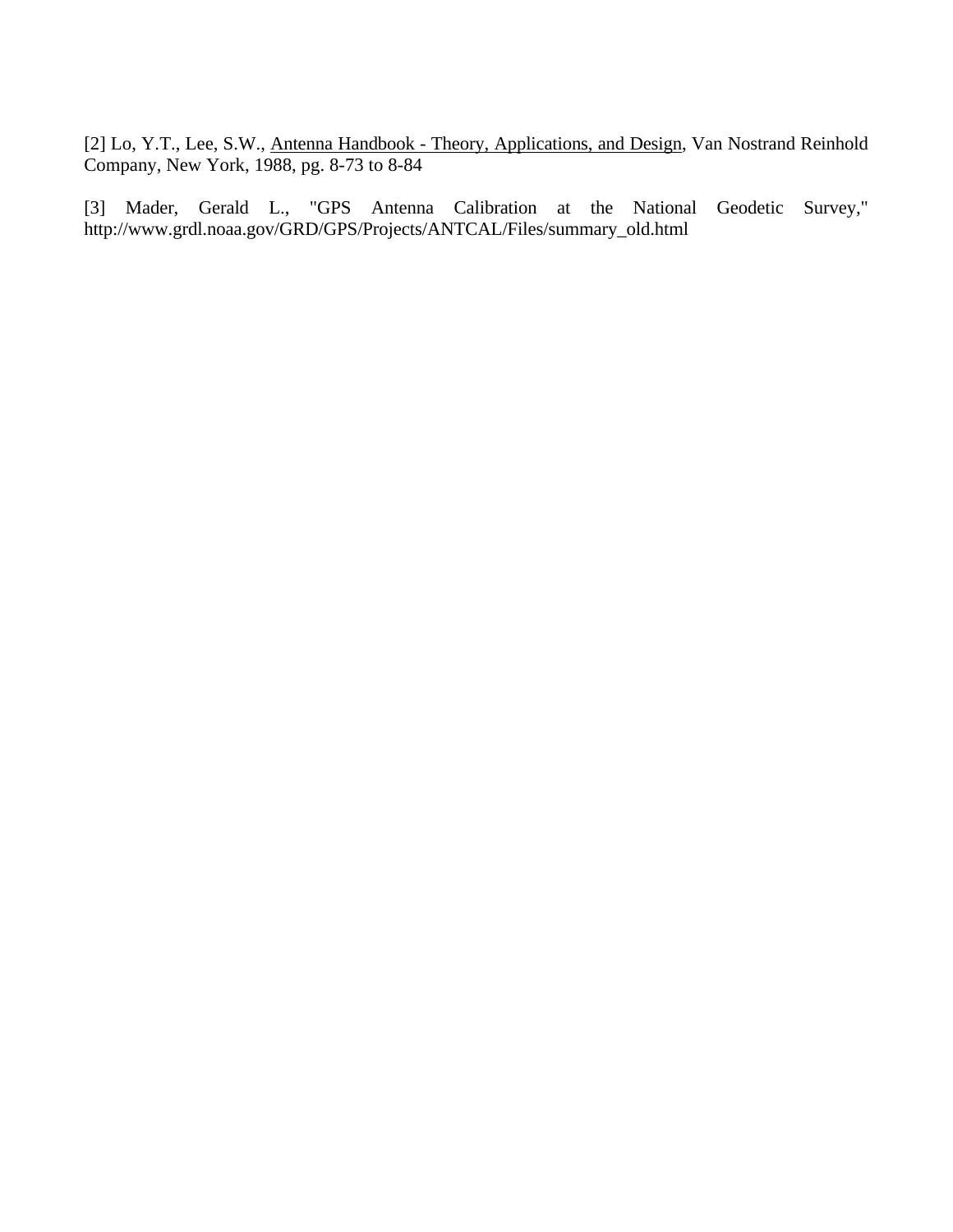[2] Lo, Y.T., Lee, S.W., Antenna Handbook - Theory, Applications, and Design, Van Nostrand Reinhold Company, New York, 1988, pg. 8-73 to 8-84

[3] Mader, Gerald L., "GPS Antenna Calibration at the National Geodetic Survey," http://www.grdl.noaa.gov/GRD/GPS/Projects/ANTCAL/Files/summary_old.html